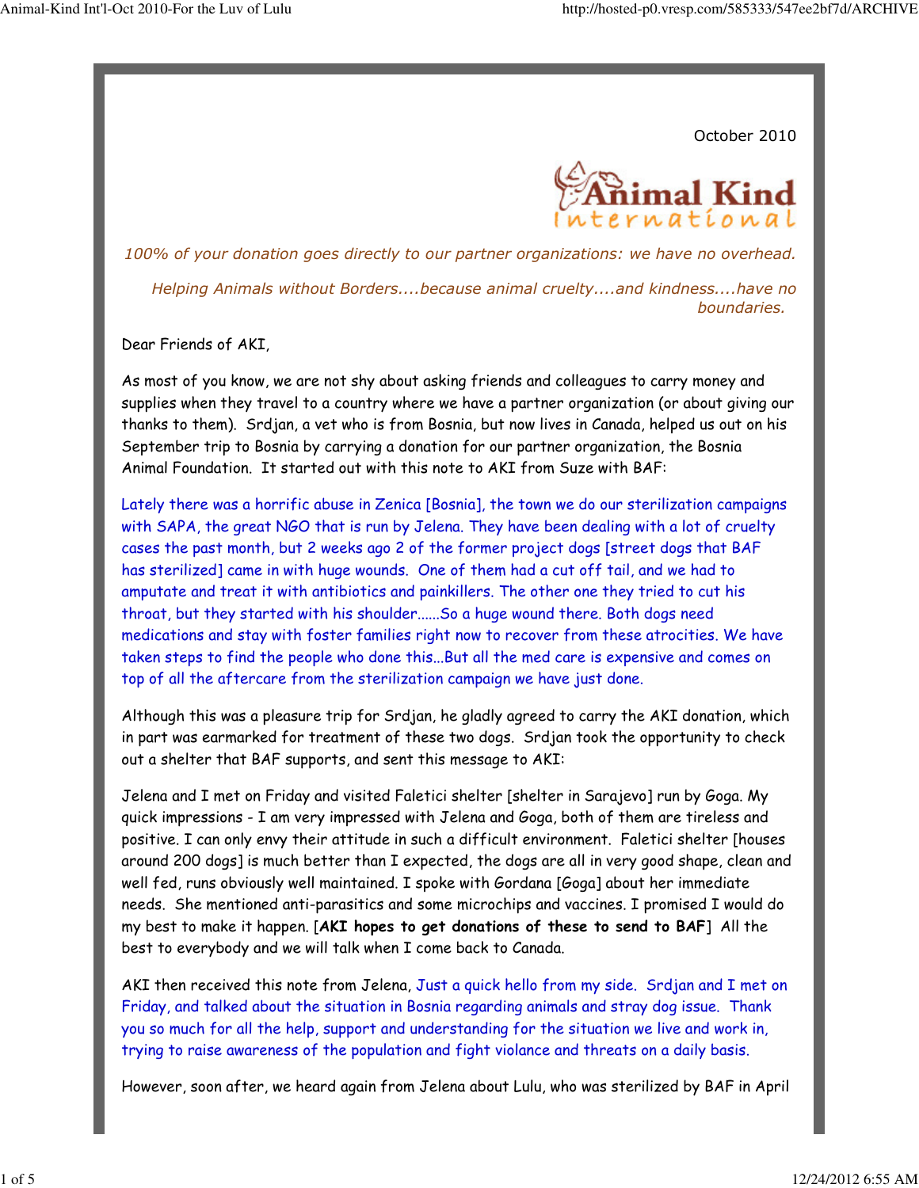October 2010

Animal Kind International

*100% of your donation goes directly to our partner organizations: we have no overhead.*

*Helping Animals without Borders....because animal cruelty....and kindness....have no boundaries.*

Dear Friends of AKI,

As most of you know, we are not shy about asking friends and colleagues to carry money and supplies when they travel to a country where we have a partner organization (or about giving our thanks to them). Srdjan, a vet who is from Bosnia, but now lives in Canada, helped us out on his September trip to Bosnia by carrying a donation for our partner organization, the Bosnia Animal Foundation. It started out with this note to AKI from Suze with BAF:

Lately there was a horrific abuse in Zenica [Bosnia], the town we do our sterilization campaigns with SAPA, the great NGO that is run by Jelena. They have been dealing with a lot of cruelty cases the past month, but 2 weeks ago 2 of the former project dogs [street dogs that BAF has sterilized] came in with huge wounds. One of them had a cut off tail, and we had to amputate and treat it with antibiotics and painkillers. The other one they tried to cut his throat, but they started with his shoulder......So a huge wound there. Both dogs need medications and stay with foster families right now to recover from these atrocities. We have taken steps to find the people who done this...But all the med care is expensive and comes on top of all the aftercare from the sterilization campaign we have just done.

Although this was a pleasure trip for Srdjan, he gladly agreed to carry the AKI donation, which in part was earmarked for treatment of these two dogs. Srdjan took the opportunity to check out a shelter that BAF supports, and sent this message to AKI:

Jelena and I met on Friday and visited Faletici shelter [shelter in Sarajevo] run by Goga. My quick impressions - I am very impressed with Jelena and Goga, both of them are tireless and positive. I can only envy their attitude in such a difficult environment. Faletici shelter [houses around 200 dogs] is much better than I expected, the dogs are all in very good shape, clean and well fed, runs obviously well maintained. I spoke with Gordana [Goga] about her immediate needs. She mentioned anti-parasitics and some microchips and vaccines. I promised I would do my best to make it happen. [**AKI hopes to get donations of these to send to BAF**] All the best to everybody and we will talk when I come back to Canada.

AKI then received this note from Jelena, Just a quick hello from my side. Srdjan and I met on Friday, and talked about the situation in Bosnia regarding animals and stray dog issue. Thank you so much for all the help, support and understanding for the situation we live and work in, trying to raise awareness of the population and fight violance and threats on a daily basis.

However, soon after, we heard again from Jelena about Lulu, who was sterilized by BAF in April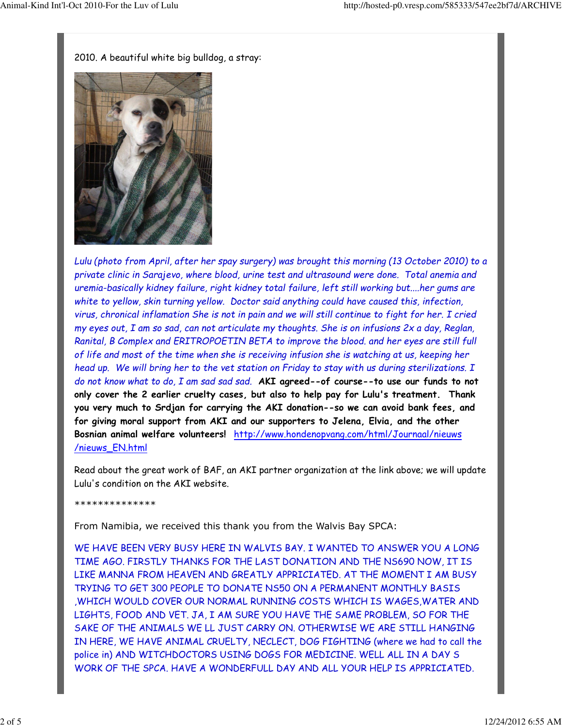2010. A beautiful white big bulldog, a stray:

*Lulu (photo from April, after her spay surgery) was brought this morning (13 October 2010) to a private clinic in Sarajevo, where blood, urine test and ultrasound were done. Total anemia and uremia-basically kidney failure, right kidney total failure, left still working but....her gums are white to yellow, skin turning yellow. Doctor said anything could have caused this, infection, virus, chronical inflamation She is not in pain and we will still continue to fight for her. I cried my eyes out, I am so sad, can not articulate my thoughts. She is on infusions 2x a day, Reglan, Ranital, B Complex and ERITROPOETIN BETA to improve the blood. and her eyes are still full of life and most of the time when she is receiving infusion she is watching at us, keeping her head up. We will bring her to the vet station on Friday to stay with us during sterilizations. I do not know what to do, I am sad sad sad.* **AKI agreed--of course--to use our funds to not only cover the 2 earlier cruelty cases, but also to help pay for Lulu's treatment. Thank you very much to Srdjan for carrying the AKI donation--so we can avoid bank fees, and for giving moral support from AKI and our supporters to Jelena, Elvia, and the other Bosnian animal welfare volunteers!** http://www.hondenopvang.com/html/Journaal/nieuws/nieuws_EN.html

Read about the great work of BAF, an AKI partner organization at the link above; we will update Lulu's condition on the AKI website.

**************

From Namibia, we received this thank you from the Walvis Bay SPCA:

WE HAVE BEEN VERY BUSY HERE IN WALVIS BAY. I WANTED TO ANSWER YOU A LONG TIME AGO. FIRSTLY THANKS FOR THE LAST DONATION AND THE N$690 NOW, IT IS LIKE MANNA FROM HEAVEN AND GREATLY APPRICIATED. AT THE MOMENT I AM BUSY TRYING TO GET 300 PEOPLE TO DONATE N$50 ON A PERMANENT MONTHLY BASIS ,WHICH WOULD COVER OUR NORMAL RUNNING COSTS WHICH IS WAGES,WATER AND LIGHTS, FOOD AND VET. JA, I AM SURE YOU HAVE THE SAME PROBLEM, SO FOR THE SAKE OF THE ANIMALS WE LL JUST CARRY ON. OTHERWISE WE ARE STILL HANGING IN HERE, WE HAVE ANIMAL CRUELTY, NECLECT, DOG FIGHTING (where we had to call the police in) AND WITCHDOCTORS USING DOGS FOR MEDICINE. WELL ALL IN A DAY S WORK OF THE SPCA. HAVE A WONDERFULL DAY AND ALL YOUR HELP IS APPRICIATED.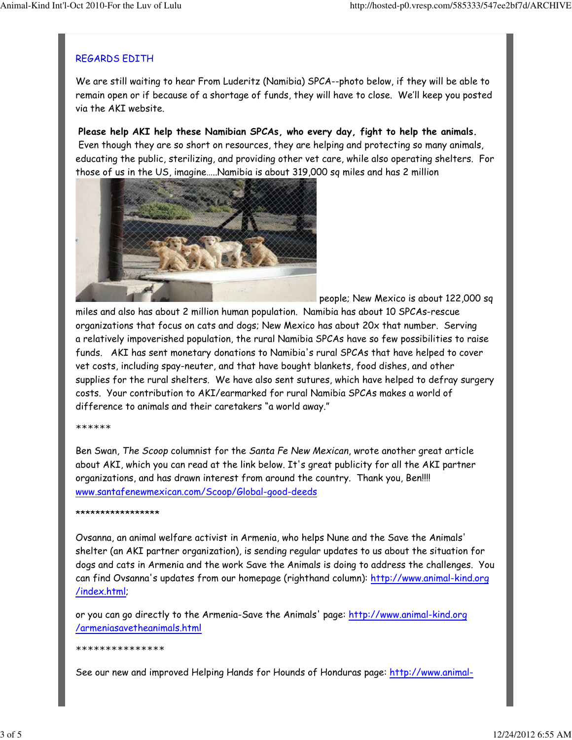REGARDS EDITH

We are still waiting to hear From Luderitz (Namibia) SPCA--photo below, if they will be able to remain open or if because of a shortage of funds, they will have to close. We'll keep you posted via the AKI website.

**Please help AKI help these Namibian SPCAs, who every day, fight to help the animals.** Even though they are so short on resources, they are helping and protecting so many animals, educating the public, sterilizing, and providing other vet care, while also operating shelters. For those of us in the US, imagine.....Namibia is about 319,000 sq miles and has 2 million people; New Mexico is about 122,000 sq miles and also has about 2 million human population. Namibia has about 10 SPCAs-rescue organizations that focus on cats and dogs; New Mexico has about 20x that number. Serving a relatively impoverished population, the rural Namibia SPCAs have so few possibilities to raise funds. AKI has sent monetary donations to Namibia's rural SPCAs that have helped to cover vet costs, including spay-neuter, and that have bought blankets, food dishes, and other supplies for the rural shelters. We have also sent sutures, which have helped to defray surgery costs. Your contribution to AKI/earmarked for rural Namibia SPCAs makes a world of difference to animals and their caretakers "a world away."

******

Ben Swan, *The Scoop* columnist for the *Santa Fe New Mexican*, wrote another great article about AKI, which you can read at the link below. It's great publicity for all the AKI partner organizations, and has drawn interest from around the country. Thank you, Ben!!!!
www.santafenewmexican.com/Scoop/Global-good-deeds

*****************

Ovsanna, an animal welfare activist in Armenia, who helps Nune and the Save the Animals' shelter (an AKI partner organization), is sending regular updates to us about the situation for dogs and cats in Armenia and the work Save the Animals is doing to address the challenges. You can find Ovsanna's updates from our homepage (righthand column): http://www.animal-kind.org/index.html;

or you can go directly to the Armenia-Save the Animals' page: http://www.animal-kind.org/armeniasavetheanimals.html

***************

See our new and improved Helping Hands for Hounds of Honduras page: http://www.animal-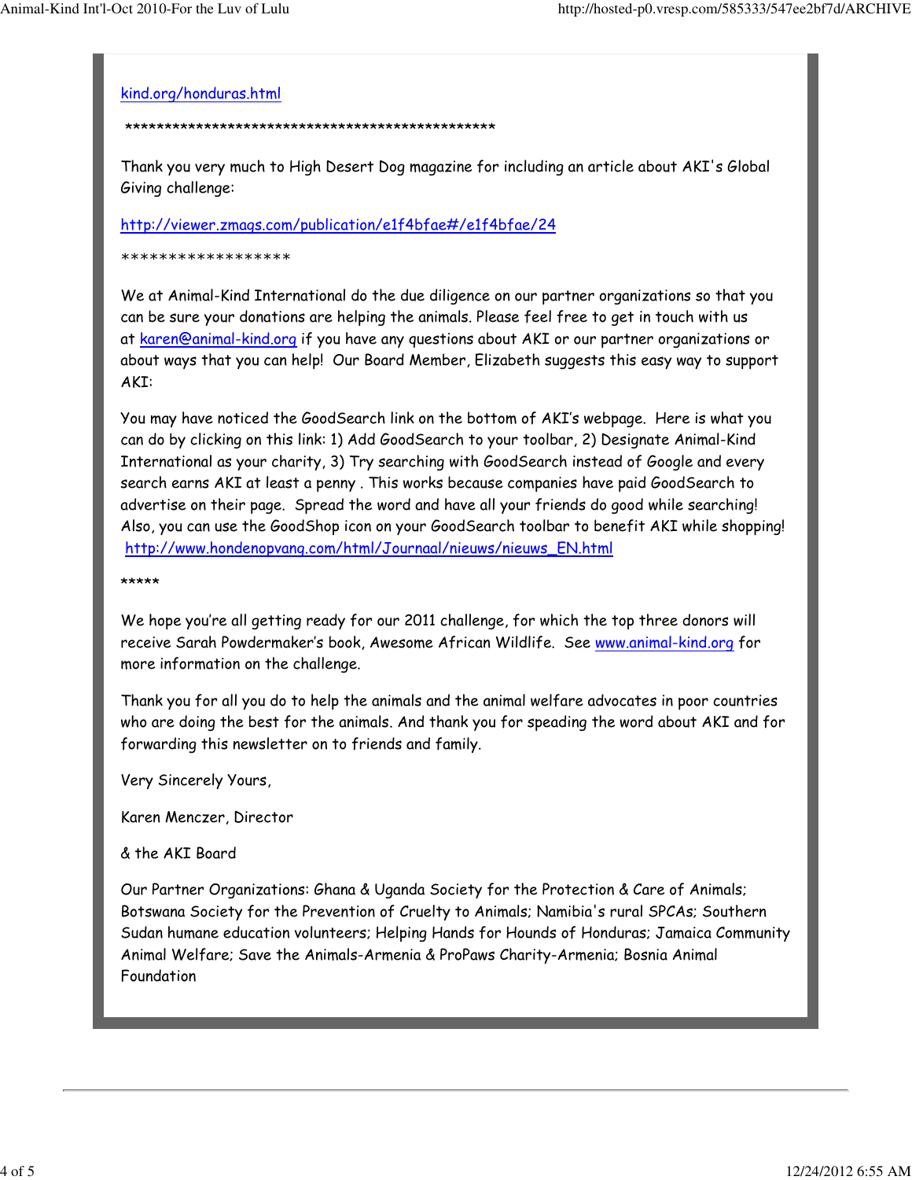kind.org/honduras.html

************************************************

Thank you very much to High Desert Dog magazine for including an article about AKI's Global Giving challenge:

http://viewer.zmags.com/publication/e1f4bfae#/e1f4bfae/24

******************

We at Animal-Kind International do the due diligence on our partner organizations so that you can be sure your donations are helping the animals. Please feel free to get in touch with us at karen@animal-kind.org if you have any questions about AKI or our partner organizations or about ways that you can help! Our Board Member, Elizabeth suggests this easy way to support AKI:

You may have noticed the GoodSearch link on the bottom of AKI's webpage. Here is what you can do by clicking on this link: 1) Add GoodSearch to your toolbar, 2) Designate Animal-Kind International as your charity, 3) Try searching with GoodSearch instead of Google and every search earns AKI at least a penny . This works because companies have paid GoodSearch to advertise on their page. Spread the word and have all your friends do good while searching! Also, you can use the GoodShop icon on your GoodSearch toolbar to benefit AKI while shopping!
http://www.hondenopvang.com/html/Journaal/nieuws/nieuws_EN.html

*****

We hope you're all getting ready for our 2011 challenge, for which the top three donors will receive Sarah Powdermaker's book, Awesome African Wildlife. See www.animal-kind.org for more information on the challenge.

Thank you for all you do to help the animals and the animal welfare advocates in poor countries who are doing the best for the animals. And thank you for speading the word about AKI and for forwarding this newsletter on to friends and family.

Very Sincerely Yours,

Karen Menczer, Director

& the AKI Board

Our Partner Organizations: Ghana & Uganda Society for the Protection & Care of Animals; Botswana Society for the Prevention of Cruelty to Animals; Namibia's rural SPCAs; Southern Sudan humane education volunteers; Helping Hands for Hounds of Honduras; Jamaica Community Animal Welfare; Save the Animals-Armenia & ProPaws Charity-Armenia; Bosnia Animal Foundation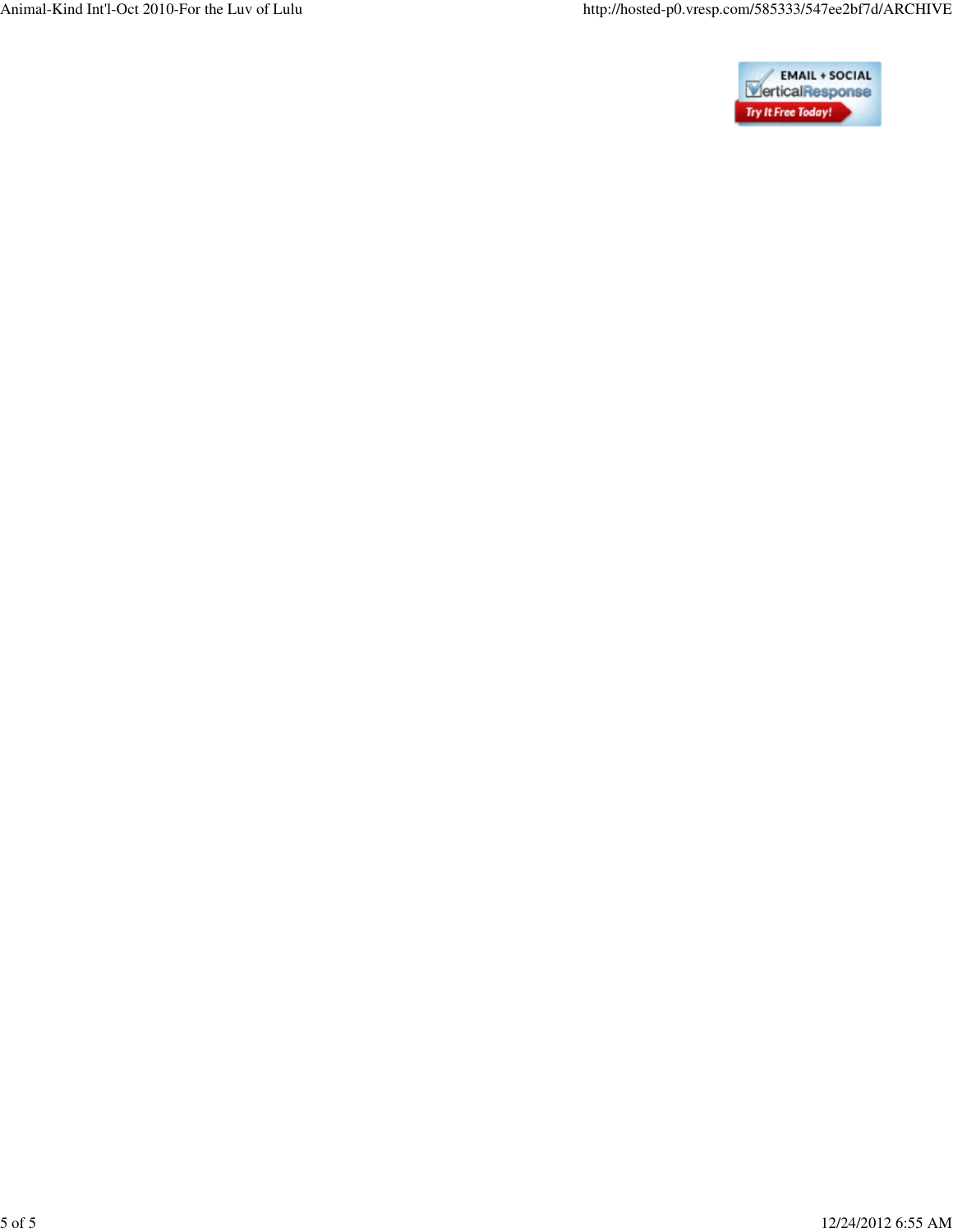EMAIL + SOCIAL

VerticalResponse

Try It Free Today!